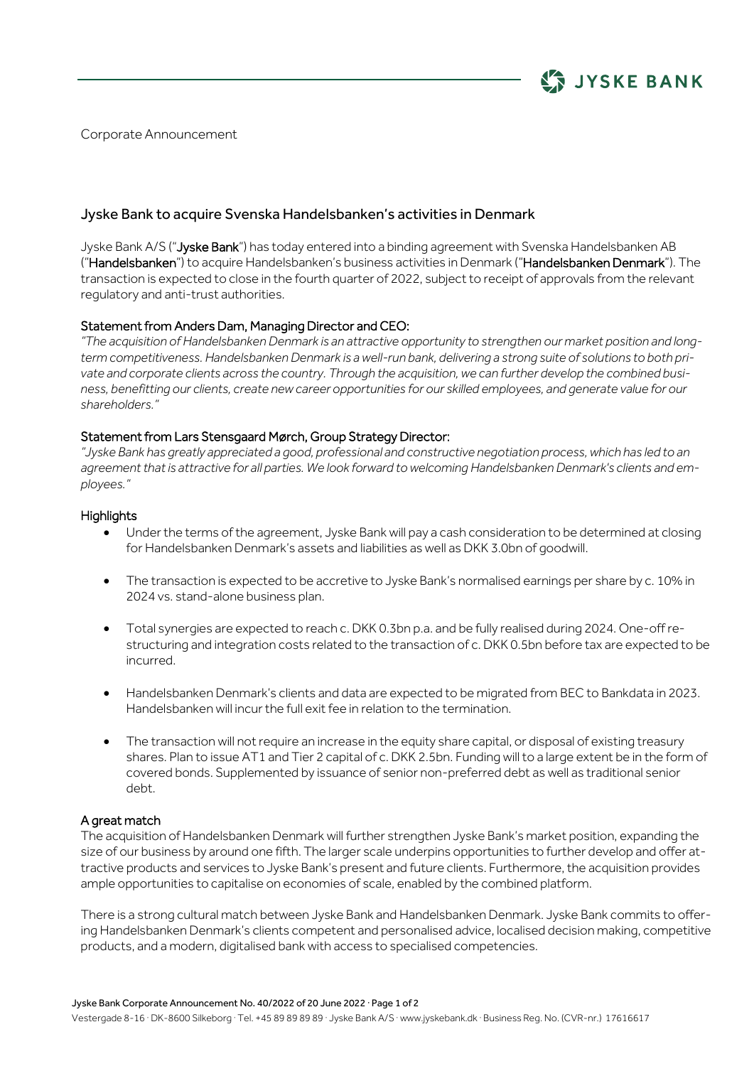Corporate Announcement

## Jyske Bank to acquire Svenska Handelsbanken's activities in Denmark

Jyske Bank A/S ("**Jyske Bank**") has today entered into a binding agreement with Svenska Handelsbanken AB ("**Handelsbanken**") to acquire Handelsbanken's business activities in Denmark ("**Handelsbanken Denmark**"). The transaction is expected to close in the fourth quarter of 2022, subject to receipt of approvals from the relevant regulatory and anti-trust authorities.

### Statement from Anders Dam, Managing Director and CEO:

*"The acquisition of Handelsbanken Denmark is an attractive opportunity to strengthen our market position and long-term competitiveness. Handelsbanken Denmark is a well-run bank, delivering a strong suite of solutions to both private and corporate clients across the country. Through the acquisition, we can further develop the combined business, benefitting our clients, create new career opportunities for our skilled employees, and generate value for our shareholders."*

### Statement from Lars Stensgaard Mørch, Group Strategy Director:

*"Jyske Bank has greatly appreciated a good, professional and constructive negotiation process, which has led to an agreement that is attractive for all parties. We look forward to welcoming Handelsbanken Denmark's clients and employees."*

### Highlights

- Under the terms of the agreement, Jyske Bank will pay a cash consideration to be determined at closing for Handelsbanken Denmark's assets and liabilities as well as DKK 3.0bn of goodwill.
- The transaction is expected to be accretive to Jyske Bank's normalised earnings per share by c. 10% in 2024 vs. stand-alone business plan.
- Total synergies are expected to reach c. DKK 0.3bn p.a. and be fully realised during 2024. One-off restructuring and integration costs related to the transaction of c. DKK 0.5bn before tax are expected to be incurred.
- Handelsbanken Denmark's clients and data are expected to be migrated from BEC to Bankdata in 2023. Handelsbanken will incur the full exit fee in relation to the termination.
- The transaction will not require an increase in the equity share capital, or disposal of existing treasury shares. Plan to issue AT1 and Tier 2 capital of c. DKK 2.5bn. Funding will to a large extent be in the form of covered bonds. Supplemented by issuance of senior non-preferred debt as well as traditional senior debt.

### A great match

The acquisition of Handelsbanken Denmark will further strengthen Jyske Bank's market position, expanding the size of our business by around one fifth. The larger scale underpins opportunities to further develop and offer attractive products and services to Jyske Bank's present and future clients. Furthermore, the acquisition provides ample opportunities to capitalise on economies of scale, enabled by the combined platform.

There is a strong cultural match between Jyske Bank and Handelsbanken Denmark. Jyske Bank commits to offering Handelsbanken Denmark's clients competent and personalised advice, localised decision making, competitive products, and a modern, digitalised bank with access to specialised competencies.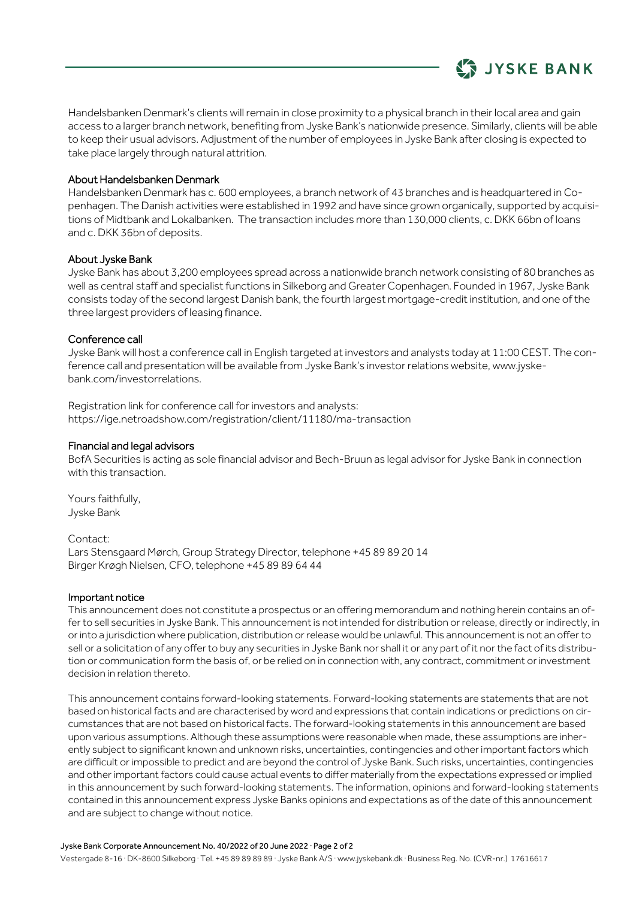Handelsbanken Denmark's clients will remain in close proximity to a physical branch in their local area and gain access to a larger branch network, benefiting from Jyske Bank's nationwide presence. Similarly, clients will be able to keep their usual advisors. Adjustment of the number of employees in Jyske Bank after closing is expected to take place largely through natural attrition.

## About Handelsbanken Denmark

Handelsbanken Denmark has c. 600 employees, a branch network of 43 branches and is headquartered in Copenhagen. The Danish activities were established in 1992 and have since grown organically, supported by acquisitions of Midtbank and Lokalbanken. The transaction includes more than 130,000 clients, c. DKK 66bn of loans and c. DKK 36bn of deposits.

## About Jyske Bank

Jyske Bank has about 3,200 employees spread across a nationwide branch network consisting of 80 branches as well as central staff and specialist functions in Silkeborg and Greater Copenhagen. Founded in 1967, Jyske Bank consists today of the second largest Danish bank, the fourth largest mortgage-credit institution, and one of the three largest providers of leasing finance.

## Conference call

Jyske Bank will host a conference call in English targeted at investors and analysts today at 11:00 CEST. The conference call and presentation will be available from Jyske Bank's investor relations website, www.jyskebank.com/investorrelations.

Registration link for conference call for investors and analysts:
https://ige.netroadshow.com/registration/client/11180/ma-transaction

## Financial and legal advisors

BofA Securities is acting as sole financial advisor and Bech-Bruun as legal advisor for Jyske Bank in connection with this transaction.

Yours faithfully,
Jyske Bank

Contact:
Lars Stensgaard Mørch, Group Strategy Director, telephone +45 89 89 20 14
Birger Krøgh Nielsen, CFO, telephone +45 89 89 64 44

## Important notice

This announcement does not constitute a prospectus or an offering memorandum and nothing herein contains an offer to sell securities in Jyske Bank. This announcement is not intended for distribution or release, directly or indirectly, in or into a jurisdiction where publication, distribution or release would be unlawful. This announcement is not an offer to sell or a solicitation of any offer to buy any securities in Jyske Bank nor shall it or any part of it nor the fact of its distribution or communication form the basis of, or be relied on in connection with, any contract, commitment or investment decision in relation thereto.

This announcement contains forward-looking statements. Forward-looking statements are statements that are not based on historical facts and are characterised by word and expressions that contain indications or predictions on circumstances that are not based on historical facts. The forward-looking statements in this announcement are based upon various assumptions. Although these assumptions were reasonable when made, these assumptions are inherently subject to significant known and unknown risks, uncertainties, contingencies and other important factors which are difficult or impossible to predict and are beyond the control of Jyske Bank. Such risks, uncertainties, contingencies and other important factors could cause actual events to differ materially from the expectations expressed or implied in this announcement by such forward-looking statements. The information, opinions and forward-looking statements contained in this announcement express Jyske Banks opinions and expectations as of the date of this announcement and are subject to change without notice.